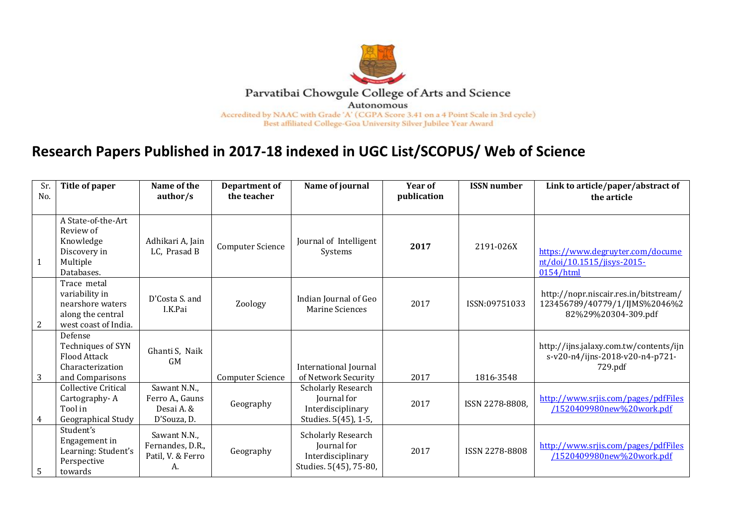Parvatibai Chowgule College of Arts and Science

Autonomous

Accredited by NAAC with Grade 'A' (CGPA Score 3.41 on a 4 Point Scale in 3rd cycle)

Best affiliated College-Goa University Silver Jubilee Year Award

# Research Papers Published in 2017-18 indexed in UGC List/SCOPUS/ Web of Science

| Sr. No. | Title of paper | Name of the author/s | Department of the teacher | Name of journal | Year of publication | ISSN number | Link to article/paper/abstract of the article |
|---|---|---|---|---|---|---|---|
| 1 | A State-of-the-Art Review of Knowledge Discovery in Multiple Databases. | Adhikari A, Jain LC, Prasad B | Computer Science | Journal of Intelligent Systems | **2017** | 2191-026X | https://www.degruyter.com/document/doi/10.1515/jisys-2015-0154/html |
| 2 | Trace metal variability in nearshore waters along the central west coast of India. | D'Costa S. and I.K.Pai | Zoology | Indian Journal of Geo Marine Sciences | 2017 | ISSN:09751033 | http://nopr.niscair.res.in/bitstream/123456789/40779/1/IJMS%2046%282%29%20304-309.pdf |
| 3 | Defense Techniques of SYN Flood Attack Characterization and Comparisons | Ghanti S, Naik GM | Computer Science | International Journal of Network Security | 2017 | 1816-3548 | http://ijns.jalaxy.com.tw/contents/ijns-v20-n4/ijns-2018-v20-n4-p721-729.pdf |
| 4 | Collective Critical Cartography- A Tool in Geographical Study | Sawant N.N., Ferro A., Gauns Desai A. & D'Souza, D. | Geography | Scholarly Research Journal for Interdisciplinary Studies. 5(45), 1-5, | 2017 | ISSN 2278-8808, | http://www.srjis.com/pages/pdfFiles/1520409980new%20work.pdf |
| 5 | Student's Engagement in Learning: Student's Perspective towards | Sawant N.N., Fernandes, D.R., Patil, V. & Ferro A. | Geography | Scholarly Research Journal for Interdisciplinary Studies. 5(45), 75-80, | 2017 | ISSN 2278-8808 | http://www.srjis.com/pages/pdfFiles/1520409980new%20work.pdf |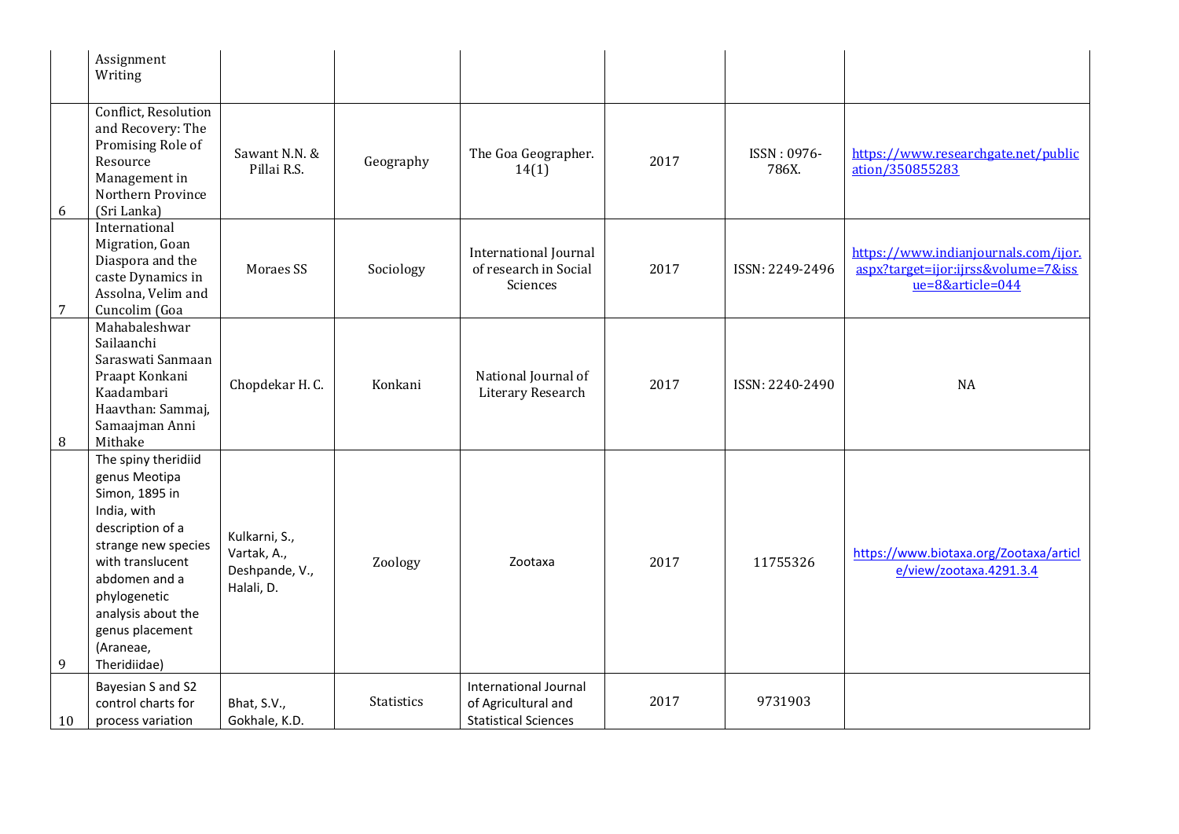|  |  |  |  |  |  |  |  |
|---|---|---|---|---|---|---|---|
|  | Assignment Writing |  |  |  |  |  |  |
| 6 | Conflict, Resolution and Recovery: The Promising Role of Resource Management in Northern Province (Sri Lanka) | Sawant N.N. & Pillai R.S. | Geography | The Goa Geographer. 14(1) | 2017 | ISSN : 0976-786X. | https://www.researchgate.net/publication/350855283 |
| 7 | International Migration, Goan Diaspora and the caste Dynamics in Assolna, Velim and Cuncolim (Goa | Moraes SS | Sociology | International Journal of research in Social Sciences | 2017 | ISSN: 2249-2496 | https://www.indianjournals.com/ijor.aspx?target=ijor:ijrss&volume=7&issue=8&article=044 |
| 8 | Mahabaleshwar Sailaanchi Saraswati Sanmaan Praapt Konkani Kaadambari Haavthan: Sammaj, Samaajman Anni Mithake | Chopdekar H. C. | Konkani | National Journal of Literary Research | 2017 | ISSN: 2240-2490 | NA |
| 9 | The spiny theridiid genus Meotipa Simon, 1895 in India, with description of a strange new species with translucent abdomen and a phylogenetic analysis about the genus placement (Araneae, Theridiidae) | Kulkarni, S., Vartak, A., Deshpande, V., Halali, D. | Zoology | Zootaxa | 2017 | 11755326 | https://www.biotaxa.org/Zootaxa/article/view/zootaxa.4291.3.4 |
| 10 | Bayesian S and S2 control charts for process variation | Bhat, S.V., Gokhale, K.D. | Statistics | International Journal of Agricultural and Statistical Sciences | 2017 | 9731903 |  |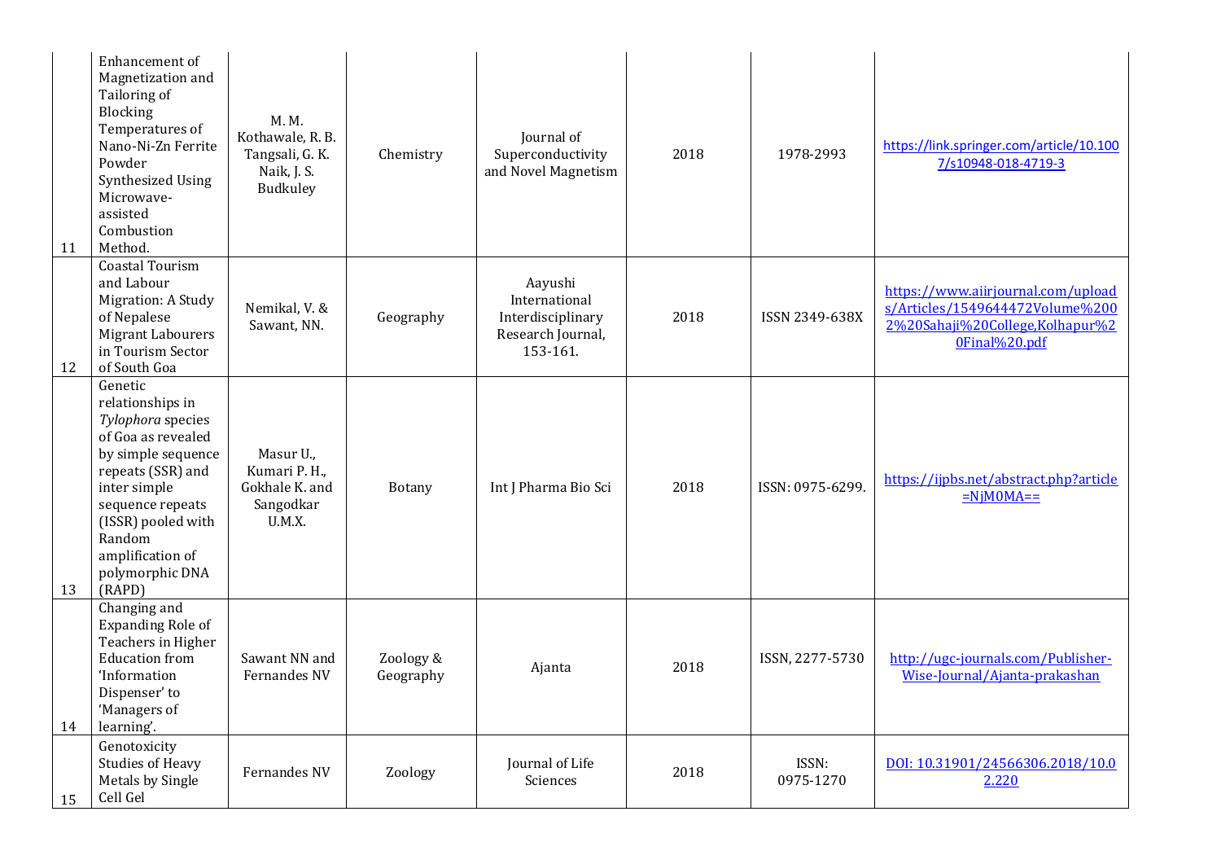| 11 | Enhancement of Magnetization and Tailoring of Blocking Temperatures of Nano-Ni-Zn Ferrite Powder Synthesized Using Microwave-assisted Combustion Method. | M. M. Kothawale, R. B. Tangsali, G. K. Naik, J. S. Budkuley | Chemistry | Journal of Superconductivity and Novel Magnetism | 2018 | 1978-2993 | https://link.springer.com/article/10.1007/s10948-018-4719-3 |
|---|---|---|---|---|---|---|---|
| 12 | Coastal Tourism and Labour Migration: A Study of Nepalese Migrant Labourers in Tourism Sector of South Goa | Nemikal, V. & Sawant, NN. | Geography | Aayushi International Interdisciplinary Research Journal, 153-161. | 2018 | ISSN 2349-638X | https://www.aiirjournal.com/uploads/Articles/1549644472Volume%2002%20Sahaji%20College,Kolhapur%20Final%20.pdf |
| 13 | Genetic relationships in *Tylophora* species of Goa as revealed by simple sequence repeats (SSR) and inter simple sequence repeats (ISSR) pooled with Random amplification of polymorphic DNA (RAPD) | Masur U., Kumari P. H., Gokhale K. and Sangodkar U.M.X. | Botany | Int J Pharma Bio Sci | 2018 | ISSN: 0975-6299. | https://ijpbs.net/abstract.php?article=NjM0MA== |
| 14 | Changing and Expanding Role of Teachers in Higher Education from 'Information Dispenser' to 'Managers of learning'. | Sawant NN and Fernandes NV | Zoology & Geography | Ajanta | 2018 | ISSN, 2277-5730 | http://ugc-journals.com/Publisher-Wise-Journal/Ajanta-prakashan |
| 15 | Genotoxicity Studies of Heavy Metals by Single Cell Gel | Fernandes NV | Zoology | Journal of Life Sciences | 2018 | ISSN: 0975-1270 | DOI: 10.31901/24566306.2018/10.02.220 |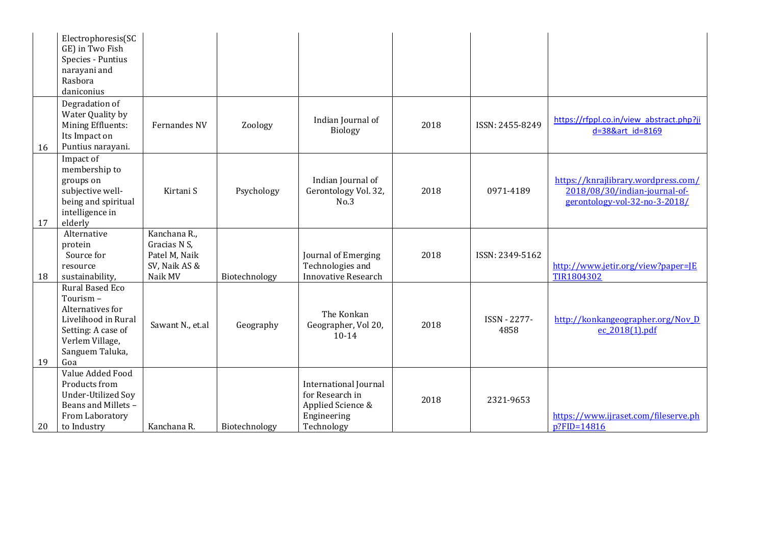| | | | | | | | |
|---|---|---|---|---|---|---|---|
| | Electrophoresis(SCGE) in Two Fish Species - Puntius narayani and Rasbora daniconius | | | | | | |
| 16 | Degradation of Water Quality by Mining Effluents: Its Impact on Puntius narayani. | Fernandes NV | Zoology | Indian Journal of Biology | 2018 | ISSN: 2455-8249 | https://rfppl.co.in/view_abstract.php?jid=38&art_id=8169 |
| 17 | Impact of membership to groups on subjective well-being and spiritual intelligence in elderly | Kirtani S | Psychology | Indian Journal of Gerontology Vol. 32, No.3 | 2018 | 0971-4189 | https://knrajlibrary.wordpress.com/2018/08/30/indian-journal-of-gerontology-vol-32-no-3-2018/ |
| 18 | Alternative protein Source for resource sustainability, | Kanchana R., Gracias N S, Patel M, Naik SV, Naik AS & Naik MV | Biotechnology | Journal of Emerging Technologies and Innovative Research | 2018 | ISSN: 2349-5162 | http://www.jetir.org/view?paper=JETIR1804302 |
| 19 | Rural Based Eco Tourism – Alternatives for Livelihood in Rural Setting: A case of Verlem Village, Sanguem Taluka, Goa | Sawant N., et.al | Geography | The Konkan Geographer, Vol 20, 10-14 | 2018 | ISSN - 2277-4858 | http://konkangeographer.org/Nov_Dec_2018(1).pdf |
| 20 | Value Added Food Products from Under-Utilized Soy Beans and Millets – From Laboratory to Industry | Kanchana R. | Biotechnology | International Journal for Research in Applied Science & Engineering Technology | 2018 | 2321-9653 | https://www.ijraset.com/fileserve.php?FID=14816 |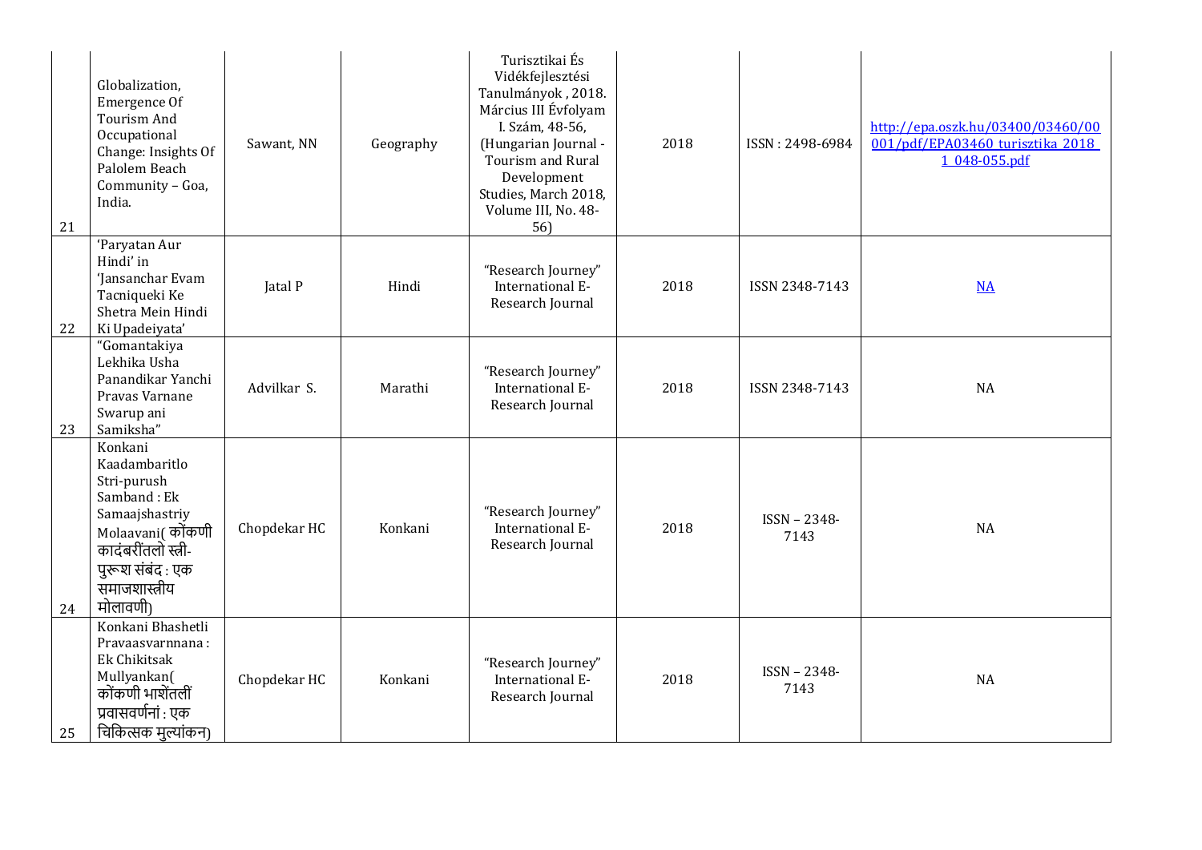| 21 | Globalization, Emergence Of Tourism And Occupational Change: Insights Of Palolem Beach Community – Goa, India. | Sawant, NN | Geography | Turisztikai És Vidékfejlesztési Tanulmányok , 2018. Március III Évfolyam I. Szám, 48-56, (Hungarian Journal - Tourism and Rural Development Studies, March 2018, Volume III, No. 48-56) | 2018 | ISSN : 2498-6984 | http://epa.oszk.hu/03400/03460/00001/pdf/EPA03460_turisztika_2018_1_048-055.pdf |
|---|---|---|---|---|---|---|---|
| 22 | 'Paryatan Aur Hindi' in 'Jansanchar Evam Tacniqueki Ke Shetra Mein Hindi Ki Upadeiyata' | Jatal P | Hindi | "Research Journey" International E-Research Journal | 2018 | ISSN 2348-7143 | NA |
| 23 | "Gomantakiya Lekhika Usha Panandikar Yanchi Pravas Varnane Swarup ani Samiksha" | Advilkar S. | Marathi | "Research Journey" International E-Research Journal | 2018 | ISSN 2348-7143 | NA |
| 24 | Konkani Kaadambaritlo Stri-purush Samband : Ek Samaajshastriy Molaavani( कोंकणी कादंबरींतलो स्त्री-पुरूश संबंद : एक समाजशास्त्रीय मोलावणी) | Chopdekar HC | Konkani | "Research Journey" International E-Research Journal | 2018 | ISSN – 2348-7143 | NA |
| 25 | Konkani Bhashetli Pravaasvarnnana : Ek Chikitsak Mullyankan( कोंकणी भाशेंतलीं प्रवासवर्णनां : एक चिकित्सक मुल्यांकन) | Chopdekar HC | Konkani | "Research Journey" International E-Research Journal | 2018 | ISSN – 2348-7143 | NA |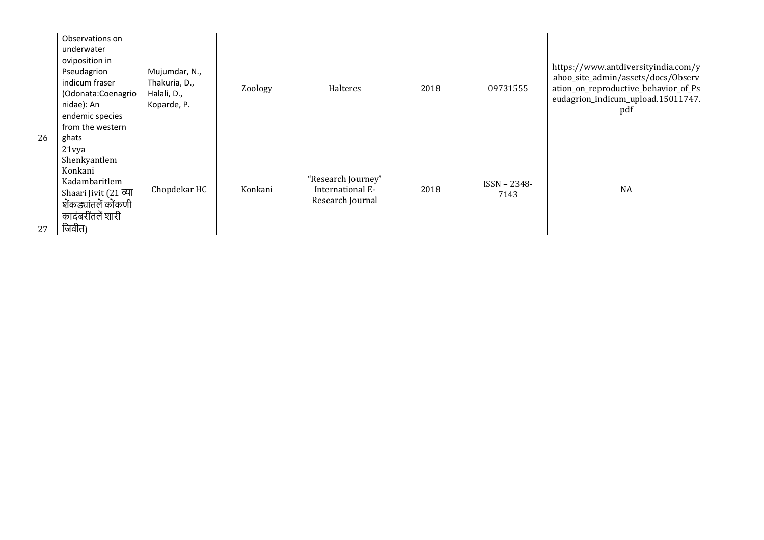| | | | | | | | |
|---|---|---|---|---|---|---|---|
| 26 | Observations on underwater oviposition in Pseudagrion indicum fraser (Odonata:Coenagrionidae): An endemic species from the western ghats | Mujumdar, N., Thakuria, D., Halali, D., Koparde, P. | Zoology | Halteres | 2018 | 09731555 | https://www.antdiversityindia.com/yahoo_site_admin/assets/docs/Observation_on_reproductive_behavior_of_Pseudagrion_indicum_upload.15011747.pdf |
| 27 | 21vya Shenkyantlem Konkani Kadambaritlem Shaari Jivit (21 व्या शेंकड्यांतलें कोंकणी कादंबरींतलें शारी जिवीत) | Chopdekar HC | Konkani | "Research Journey" International E-Research Journal | 2018 | ISSN – 2348-7143 | NA |